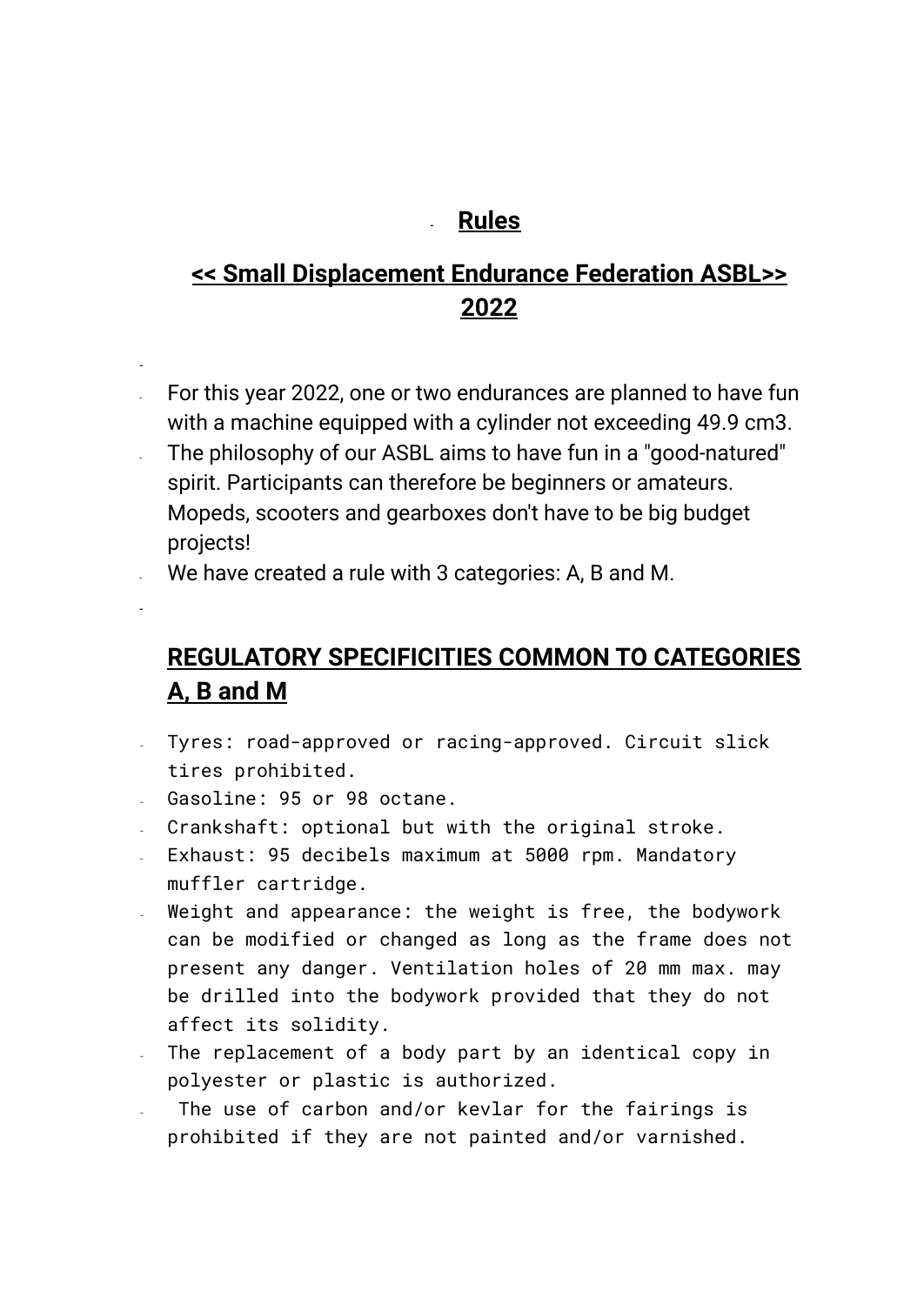# Rules

## << Small Displacement Endurance Federation ASBL>> 2022

- For this year 2022, one or two endurances are planned to have fun with a machine equipped with a cylinder not exceeding 49.9 cm3.
- The philosophy of our ASBL aims to have fun in a "good-natured" spirit. Participants can therefore be beginners or amateurs. Mopeds, scooters and gearboxes don't have to be big budget projects!
- We have created a rule with 3 categories: A, B and M.

## REGULATORY SPECIFICITIES COMMON TO CATEGORIES A, B and M

- Tyres: road-approved or racing-approved. Circuit slick tires prohibited.
- Gasoline: 95 or 98 octane.
- Crankshaft: optional but with the original stroke.
- Exhaust: 95 decibels maximum at 5000 rpm. Mandatory muffler cartridge.
- Weight and appearance: the weight is free, the bodywork can be modified or changed as long as the frame does not present any danger. Ventilation holes of 20 mm max. may be drilled into the bodywork provided that they do not affect its solidity.
- The replacement of a body part by an identical copy in polyester or plastic is authorized.
- The use of carbon and/or kevlar for the fairings is prohibited if they are not painted and/or varnished.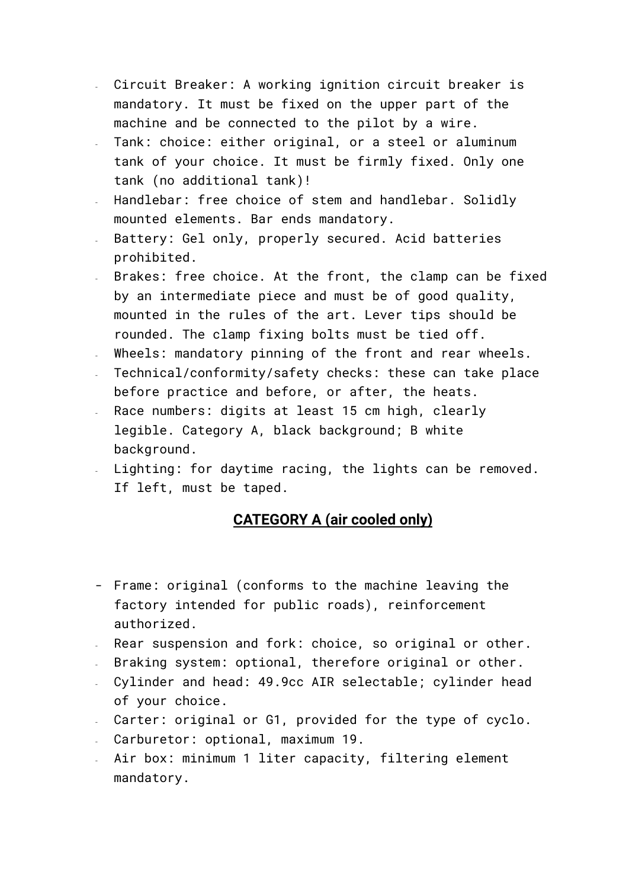- Circuit Breaker: A working ignition circuit breaker is mandatory. It must be fixed on the upper part of the machine and be connected to the pilot by a wire.
- Tank: choice: either original, or a steel or aluminum tank of your choice. It must be firmly fixed. Only one tank (no additional tank)!
- Handlebar: free choice of stem and handlebar. Solidly mounted elements. Bar ends mandatory.
- Battery: Gel only, properly secured. Acid batteries prohibited.
- Brakes: free choice. At the front, the clamp can be fixed by an intermediate piece and must be of good quality, mounted in the rules of the art. Lever tips should be rounded. The clamp fixing bolts must be tied off.
- Wheels: mandatory pinning of the front and rear wheels.
- Technical/conformity/safety checks: these can take place before practice and before, or after, the heats.
- Race numbers: digits at least 15 cm high, clearly legible. Category A, black background; B white background.
- Lighting: for daytime racing, the lights can be removed. If left, must be taped.

## **CATEGORY A (air cooled only)**

- Frame: original (conforms to the machine leaving the factory intended for public roads), reinforcement authorized.
- Rear suspension and fork: choice, so original or other.
- Braking system: optional, therefore original or other.
- Cylinder and head: 49.9cc AIR selectable; cylinder head of your choice.
- Carter: original or G1, provided for the type of cyclo.
- Carburetor: optional, maximum 19.
- Air box: minimum 1 liter capacity, filtering element mandatory.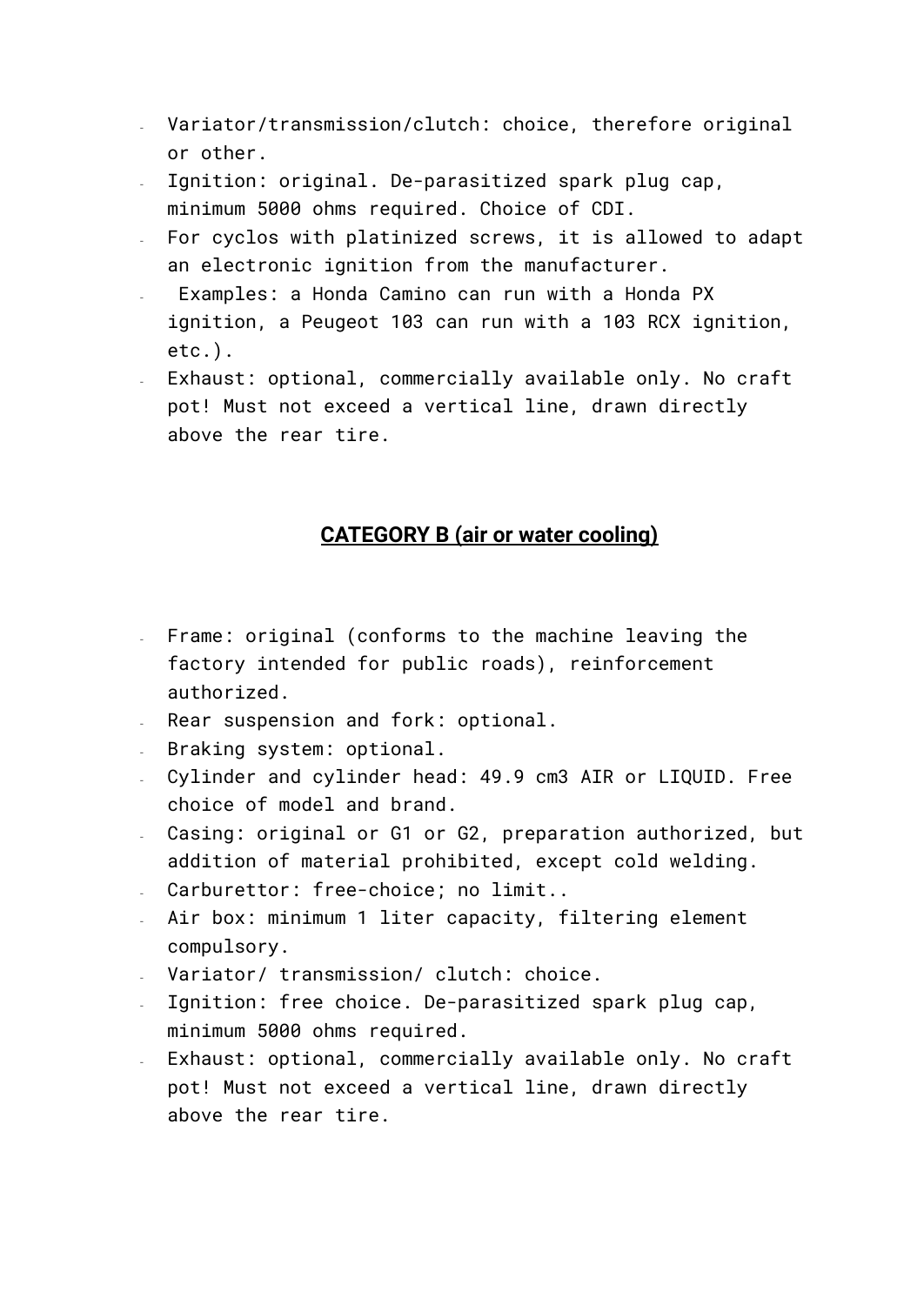- Variator/transmission/clutch: choice, therefore original or other.
- Ignition: original. De-parasitized spark plug cap, minimum 5000 ohms required. Choice of CDI.
- For cyclos with platinized screws, it is allowed to adapt an electronic ignition from the manufacturer.
- Examples: a Honda Camino can run with a Honda PX ignition, a Peugeot 103 can run with a 103 RCX ignition, etc.).
- Exhaust: optional, commercially available only. No craft pot! Must not exceed a vertical line, drawn directly above the rear tire.

## CATEGORY B (air or water cooling)

- Frame: original (conforms to the machine leaving the factory intended for public roads), reinforcement authorized.
- Rear suspension and fork: optional.
- Braking system: optional.
- Cylinder and cylinder head: 49.9 cm3 AIR or LIQUID. Free choice of model and brand.
- Casing: original or G1 or G2, preparation authorized, but addition of material prohibited, except cold welding.
- Carburettor: free-choice; no limit..
- Air box: minimum 1 liter capacity, filtering element compulsory.
- Variator/ transmission/ clutch: choice.
- Ignition: free choice. De-parasitized spark plug cap, minimum 5000 ohms required.
- Exhaust: optional, commercially available only. No craft pot! Must not exceed a vertical line, drawn directly above the rear tire.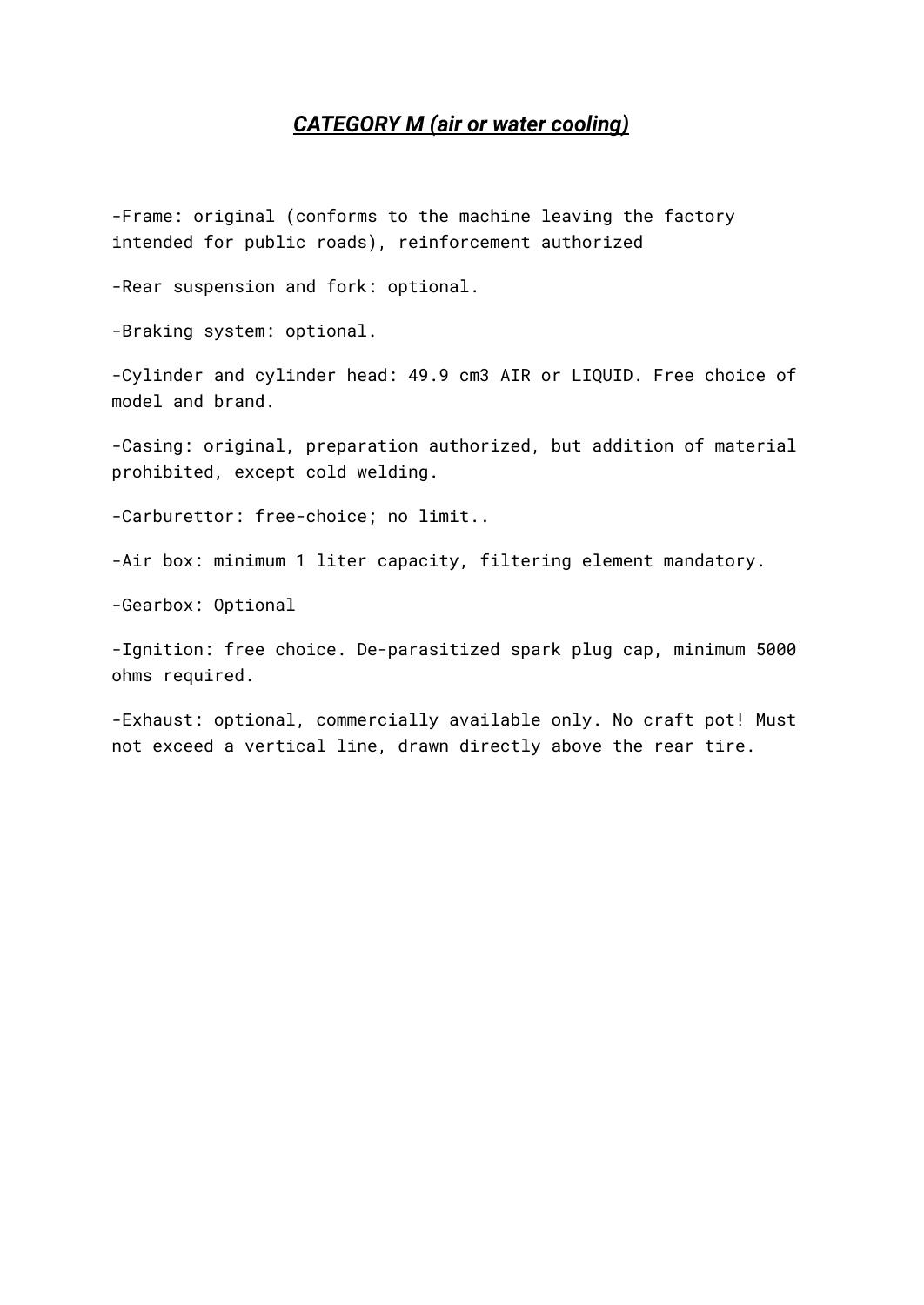## ***CATEGORY M (air or water cooling)***

-Frame: original (conforms to the machine leaving the factory intended for public roads), reinforcement authorized

-Rear suspension and fork: optional.

-Braking system: optional.

-Cylinder and cylinder head: 49.9 cm3 AIR or LIQUID. Free choice of model and brand.

-Casing: original, preparation authorized, but addition of material prohibited, except cold welding.

-Carburettor: free-choice; no limit..

-Air box: minimum 1 liter capacity, filtering element mandatory.

-Gearbox: Optional

-Ignition: free choice. De-parasitized spark plug cap, minimum 5000 ohms required.

-Exhaust: optional, commercially available only. No craft pot! Must not exceed a vertical line, drawn directly above the rear tire.